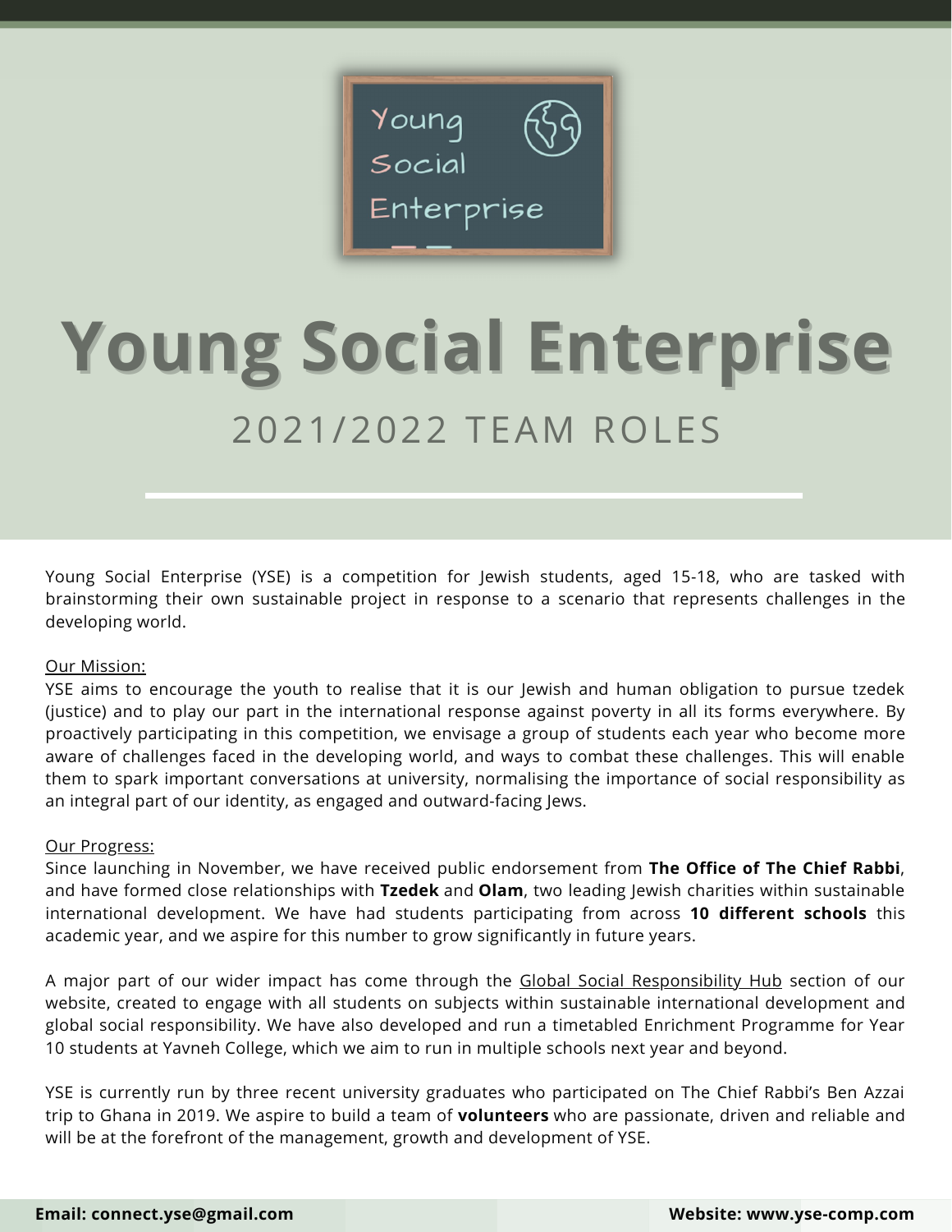# Young Social Enterprise

## 2021/2022 TEAM ROLES

Young Social Enterprise (YSE) is a competition for Jewish students, aged 15-18, who are tasked with brainstorming their own sustainable project in response to a scenario that represents challenges in the developing world.

<u>Our Mission:</u>

YSE aims to encourage the youth to realise that it is our Jewish and human obligation to pursue tzedek (justice) and to play our part in the international response against poverty in all its forms everywhere. By proactively participating in this competition, we envisage a group of students each year who become more aware of challenges faced in the developing world, and ways to combat these challenges. This will enable them to spark important conversations at university, normalising the importance of social responsibility as an integral part of our identity, as engaged and outward-facing Jews.

<u>Our Progress:</u>

Since launching in November, we have received public endorsement from **The Office of The Chief Rabbi**, and have formed close relationships with **Tzedek** and **Olam**, two leading Jewish charities within sustainable international development. We have had students participating from across **10 different schools** this academic year, and we aspire for this number to grow significantly in future years.

A major part of our wider impact has come through the <u>Global Social Responsibility Hub</u> section of our website, created to engage with all students on subjects within sustainable international development and global social responsibility. We have also developed and run a timetabled Enrichment Programme for Year 10 students at Yavneh College, which we aim to run in multiple schools next year and beyond.

YSE is currently run by three recent university graduates who participated on The Chief Rabbi's Ben Azzai trip to Ghana in 2019. We aspire to build a team of **volunteers** who are passionate, driven and reliable and will be at the forefront of the management, growth and development of YSE.

**Email: connect.yse@gmail.com** **Website: www.yse-comp.com**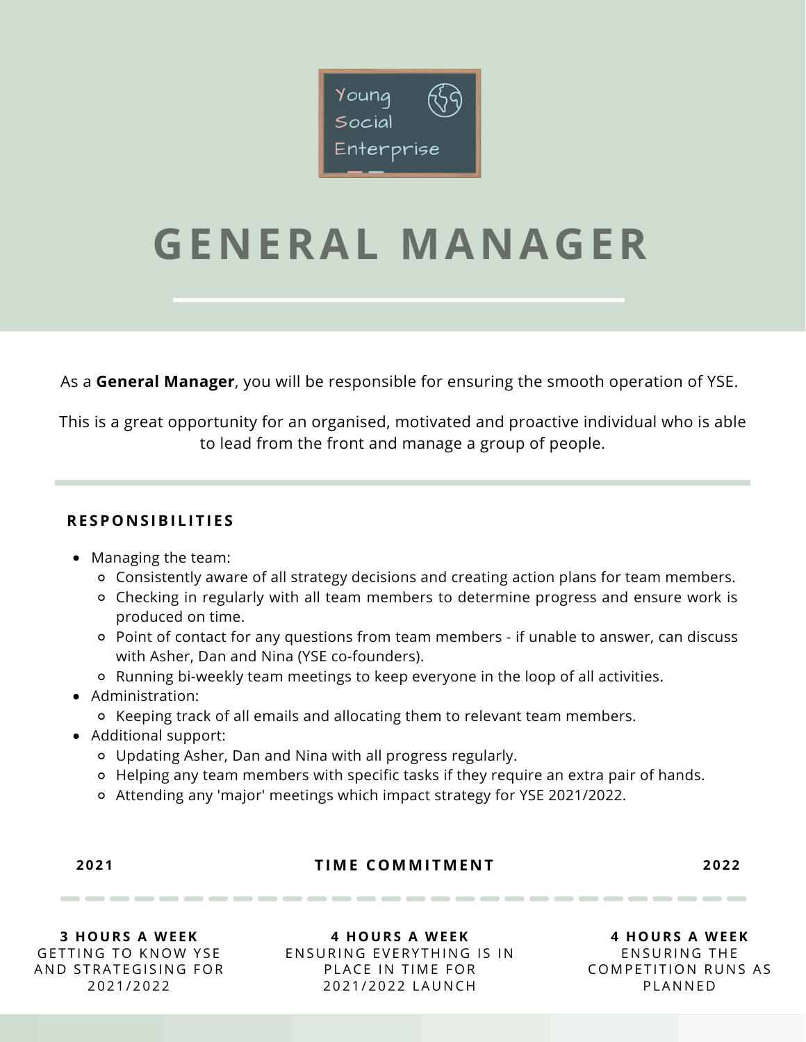Young Social Enterprise

# GENERAL MANAGER

As a **General Manager**, you will be responsible for ensuring the smooth operation of YSE.

This is a great opportunity for an organised, motivated and proactive individual who is able to lead from the front and manage a group of people.

## RESPONSIBILITIES

- Managing the team:
  - Consistently aware of all strategy decisions and creating action plans for team members.
  - Checking in regularly with all team members to determine progress and ensure work is produced on time.
  - Point of contact for any questions from team members - if unable to answer, can discuss with Asher, Dan and Nina (YSE co-founders).
  - Running bi-weekly team meetings to keep everyone in the loop of all activities.
- Administration:
  - Keeping track of all emails and allocating them to relevant team members.
- Additional support:
  - Updating Asher, Dan and Nina with all progress regularly.
  - Helping any team members with specific tasks if they require an extra pair of hands.
  - Attending any 'major' meetings which impact strategy for YSE 2021/2022.

## TIME COMMITMENT

**2021** → **2022**

**3 HOURS A WEEK**
GETTING TO KNOW YSE AND STRATEGISING FOR 2021/2022

**4 HOURS A WEEK**
ENSURING EVERYTHING IS IN PLACE IN TIME FOR 2021/2022 LAUNCH

**4 HOURS A WEEK**
ENSURING THE COMPETITION RUNS AS PLANNED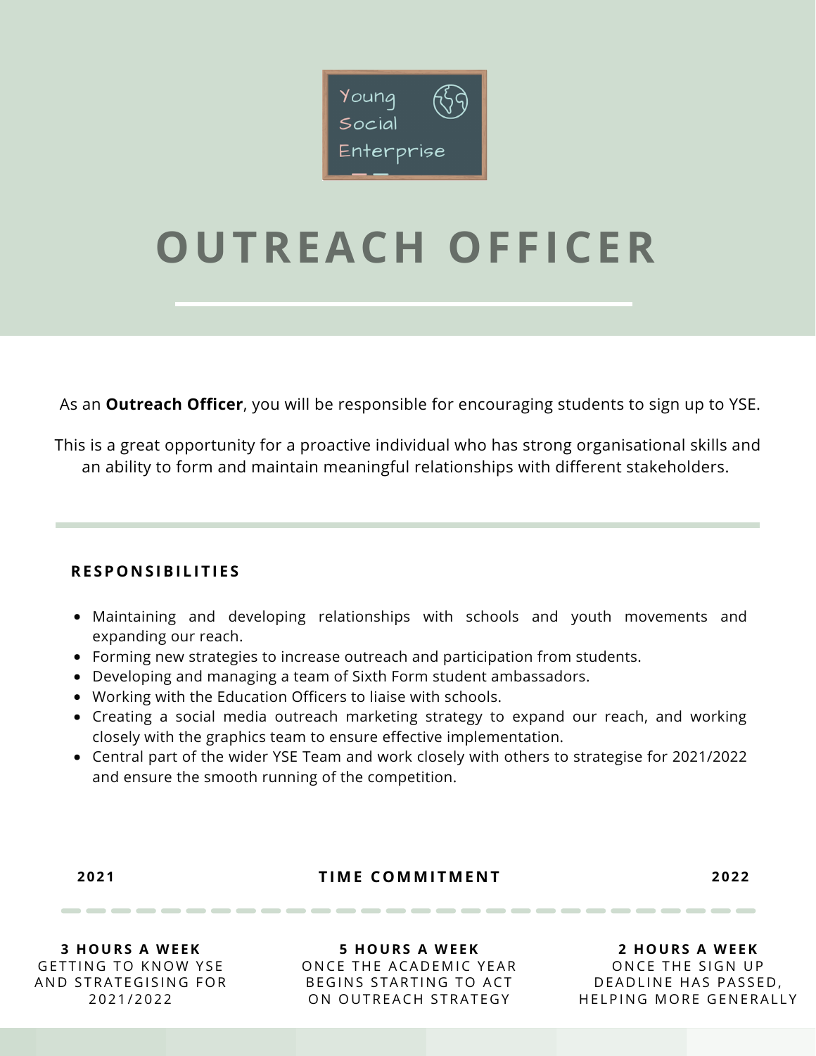Young Social Enterprise

# OUTREACH OFFICER

As an **Outreach Officer**, you will be responsible for encouraging students to sign up to YSE.

This is a great opportunity for a proactive individual who has strong organisational skills and an ability to form and maintain meaningful relationships with different stakeholders.

## RESPONSIBILITIES

- Maintaining and developing relationships with schools and youth movements and expanding our reach.
- Forming new strategies to increase outreach and participation from students.
- Developing and managing a team of Sixth Form student ambassadors.
- Working with the Education Officers to liaise with schools.
- Creating a social media outreach marketing strategy to expand our reach, and working closely with the graphics team to ensure effective implementation.
- Central part of the wider YSE Team and work closely with others to strategise for 2021/2022 and ensure the smooth running of the competition.

## TIME COMMITMENT

**2021** — **2022**

**3 HOURS A WEEK**
GETTING TO KNOW YSE AND STRATEGISING FOR 2021/2022

**5 HOURS A WEEK**
ONCE THE ACADEMIC YEAR BEGINS STARTING TO ACT ON OUTREACH STRATEGY

**2 HOURS A WEEK**
ONCE THE SIGN UP DEADLINE HAS PASSED, HELPING MORE GENERALLY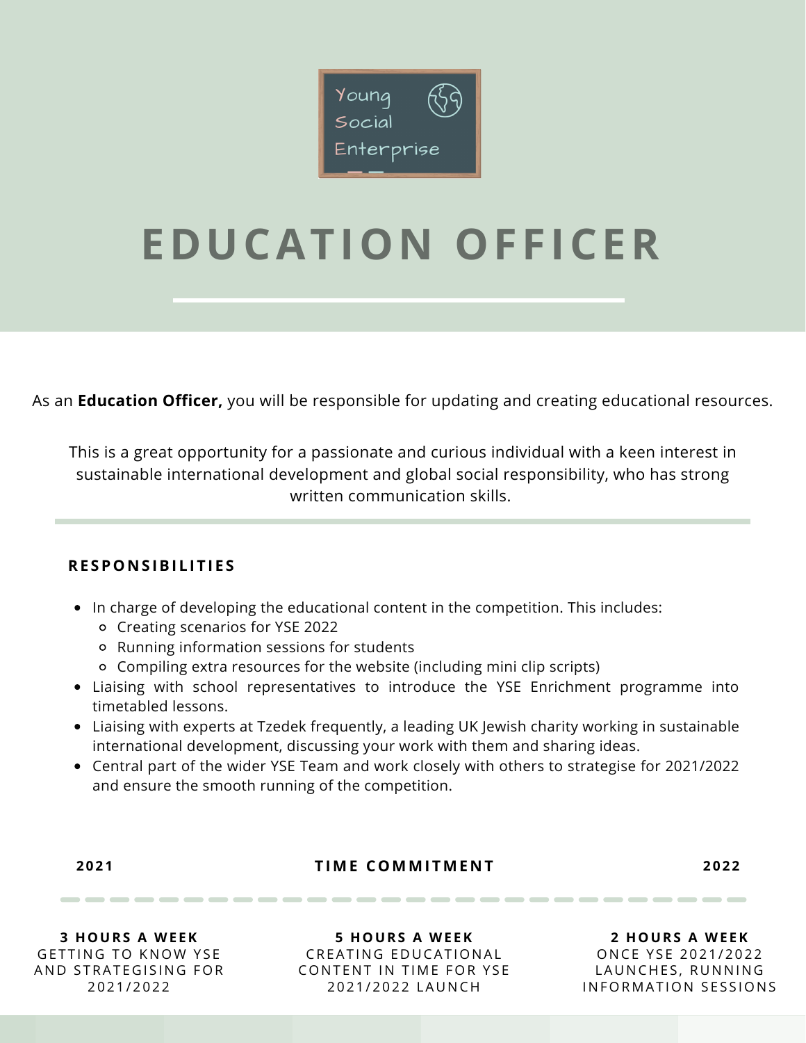Young Social Enterprise

# EDUCATION OFFICER

As an **Education Officer,** you will be responsible for updating and creating educational resources.

This is a great opportunity for a passionate and curious individual with a keen interest in sustainable international development and global social responsibility, who has strong written communication skills.

## RESPONSIBILITIES

- In charge of developing the educational content in the competition. This includes:
  - Creating scenarios for YSE 2022
  - Running information sessions for students
  - Compiling extra resources for the website (including mini clip scripts)
- Liaising with school representatives to introduce the YSE Enrichment programme into timetabled lessons.
- Liaising with experts at Tzedek frequently, a leading UK Jewish charity working in sustainable international development, discussing your work with them and sharing ideas.
- Central part of the wider YSE Team and work closely with others to strategise for 2021/2022 and ensure the smooth running of the competition.

## TIME COMMITMENT

2021 — 2022

**3 HOURS A WEEK**
GETTING TO KNOW YSE AND STRATEGISING FOR 2021/2022

**5 HOURS A WEEK**
CREATING EDUCATIONAL CONTENT IN TIME FOR YSE 2021/2022 LAUNCH

**2 HOURS A WEEK**
ONCE YSE 2021/2022 LAUNCHES, RUNNING INFORMATION SESSIONS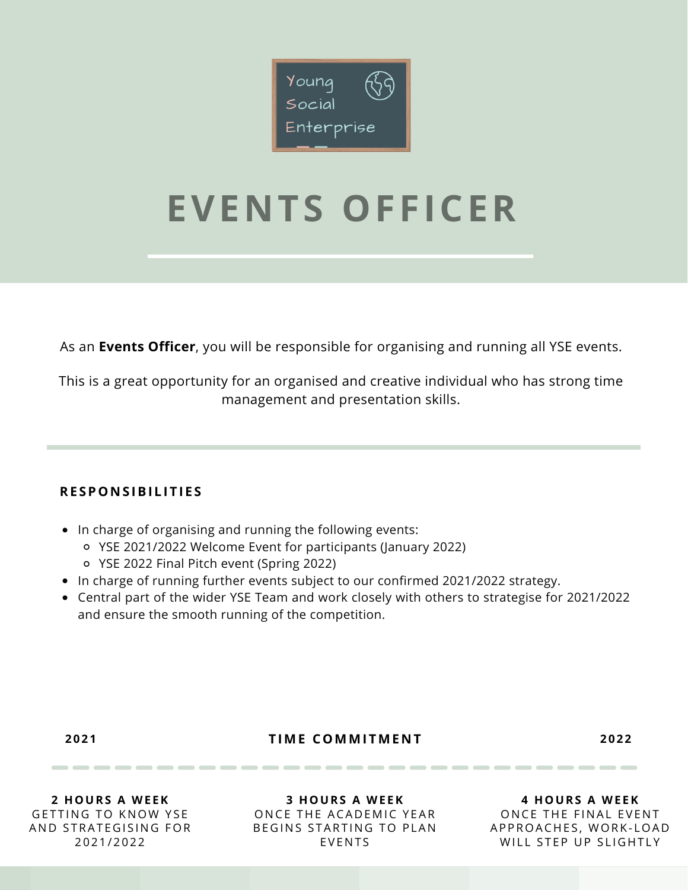Young Social Enterprise

# EVENTS OFFICER

As an **Events Officer**, you will be responsible for organising and running all YSE events.

This is a great opportunity for an organised and creative individual who has strong time management and presentation skills.

### RESPONSIBILITIES

- In charge of organising and running the following events:
  - YSE 2021/2022 Welcome Event for participants (January 2022)
  - YSE 2022 Final Pitch event (Spring 2022)
- In charge of running further events subject to our confirmed 2021/2022 strategy.
- Central part of the wider YSE Team and work closely with others to strategise for 2021/2022 and ensure the smooth running of the competition.

### TIME COMMITMENT

2021

2022

**2 HOURS A WEEK**
GETTING TO KNOW YSE AND STRATEGISING FOR 2021/2022

**3 HOURS A WEEK**
ONCE THE ACADEMIC YEAR BEGINS STARTING TO PLAN EVENTS

**4 HOURS A WEEK**
ONCE THE FINAL EVENT APPROACHES, WORK-LOAD WILL STEP UP SLIGHTLY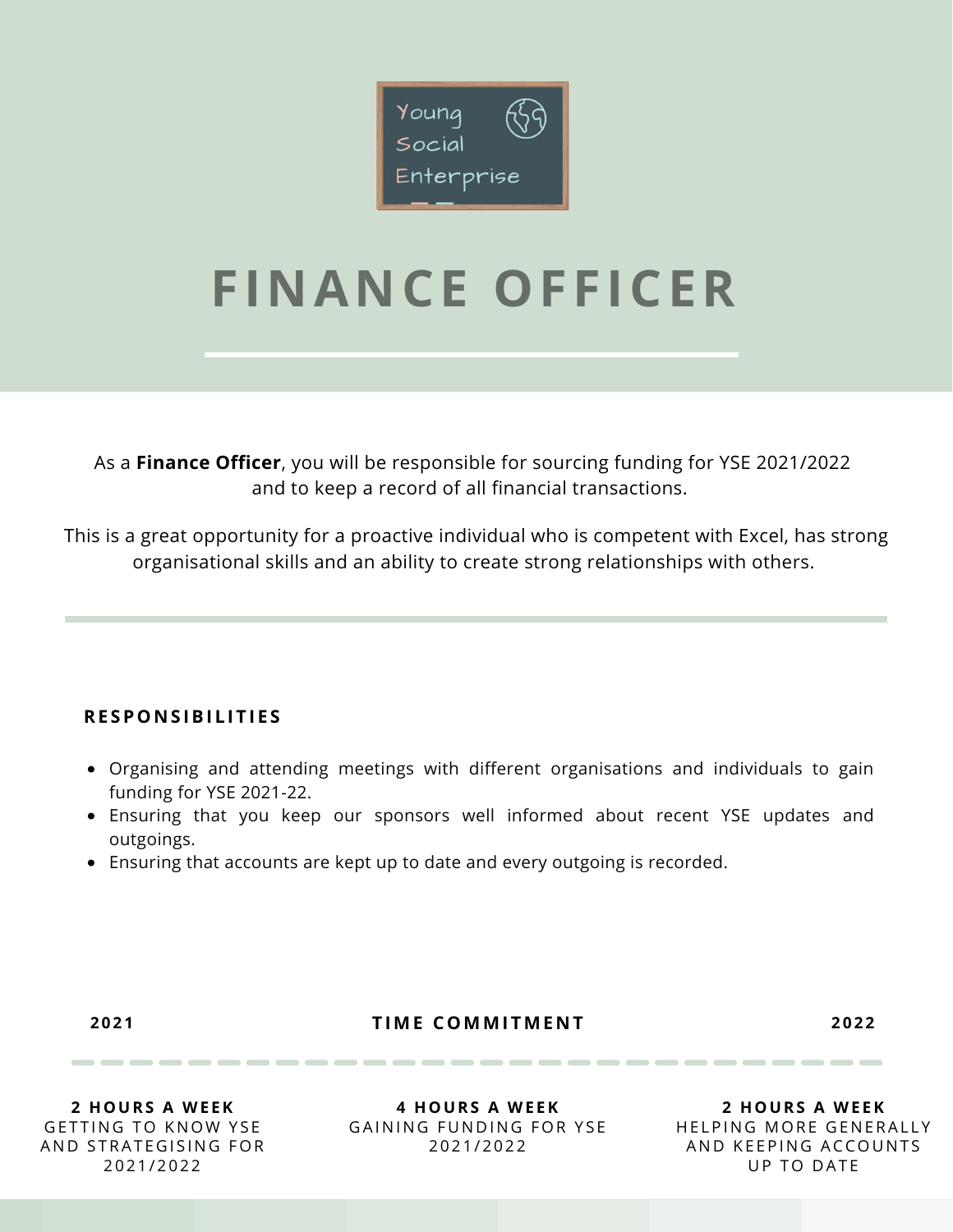Young Social Enterprise

# FINANCE OFFICER

As a **Finance Officer**, you will be responsible for sourcing funding for YSE 2021/2022 and to keep a record of all financial transactions.

This is a great opportunity for a proactive individual who is competent with Excel, has strong organisational skills and an ability to create strong relationships with others.

## RESPONSIBILITIES

- Organising and attending meetings with different organisations and individuals to gain funding for YSE 2021-22.
- Ensuring that you keep our sponsors well informed about recent YSE updates and outgoings.
- Ensuring that accounts are kept up to date and every outgoing is recorded.

## TIME COMMITMENT

**2021** — **2022**

**2 HOURS A WEEK**
GETTING TO KNOW YSE AND STRATEGISING FOR 2021/2022

**4 HOURS A WEEK**
GAINING FUNDING FOR YSE 2021/2022

**2 HOURS A WEEK**
HELPING MORE GENERALLY AND KEEPING ACCOUNTS UP TO DATE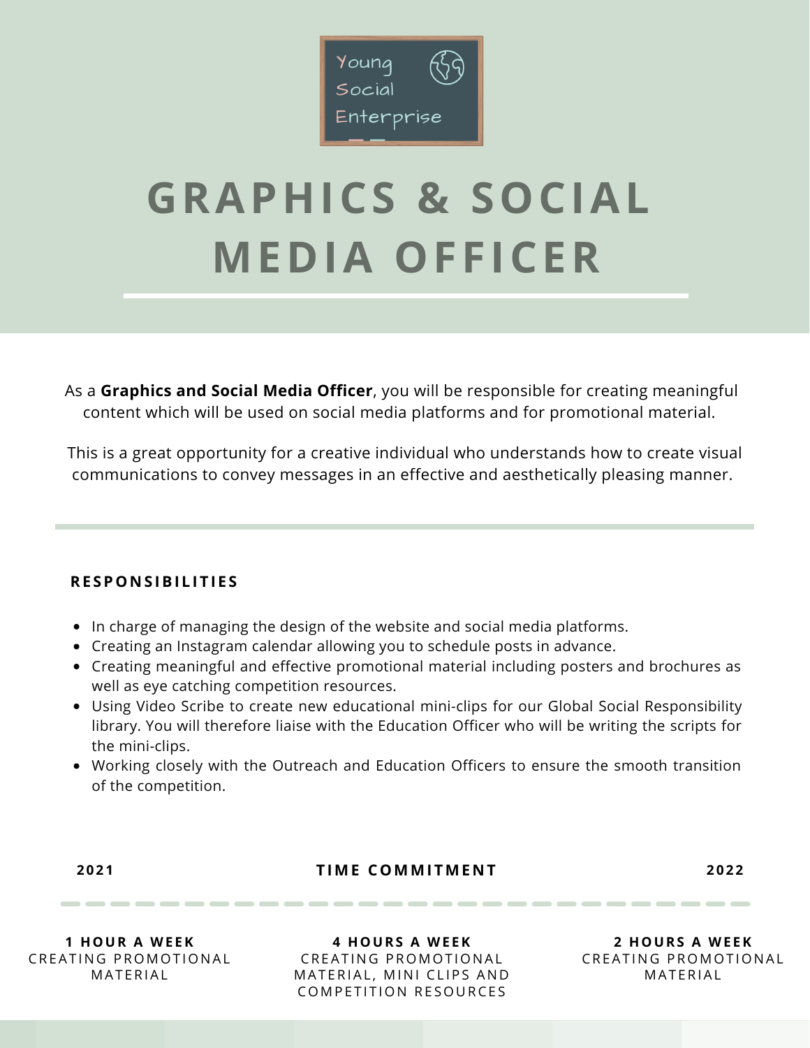Young Social Enterprise

# GRAPHICS & SOCIAL MEDIA OFFICER

As a **Graphics and Social Media Officer**, you will be responsible for creating meaningful content which will be used on social media platforms and for promotional material.

This is a great opportunity for a creative individual who understands how to create visual communications to convey messages in an effective and aesthetically pleasing manner.

## RESPONSIBILITIES

- In charge of managing the design of the website and social media platforms.
- Creating an Instagram calendar allowing you to schedule posts in advance.
- Creating meaningful and effective promotional material including posters and brochures as well as eye catching competition resources.
- Using Video Scribe to create new educational mini-clips for our Global Social Responsibility library. You will therefore liaise with the Education Officer who will be writing the scripts for the mini-clips.
- Working closely with the Outreach and Education Officers to ensure the smooth transition of the competition.

## TIME COMMITMENT

2021 — 2022

**1 HOUR A WEEK**
CREATING PROMOTIONAL MATERIAL

**4 HOURS A WEEK**
CREATING PROMOTIONAL MATERIAL, MINI CLIPS AND COMPETITION RESOURCES

**2 HOURS A WEEK**
CREATING PROMOTIONAL MATERIAL